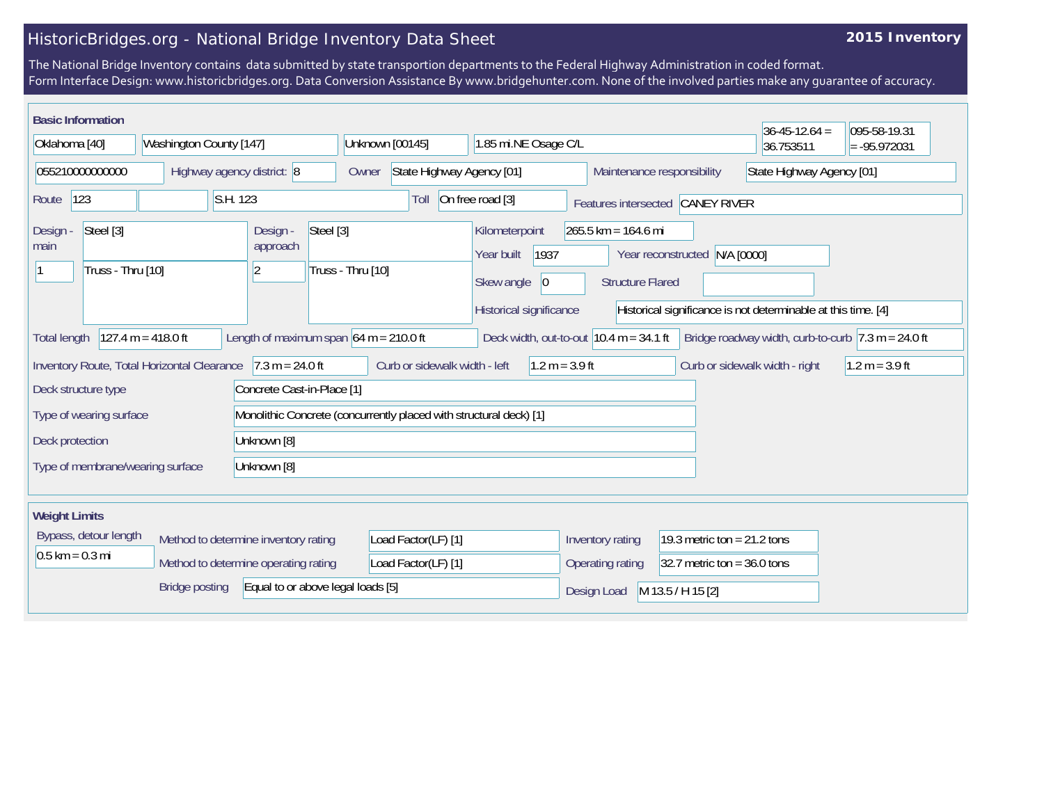# HistoricBridges.org - National Bridge Inventory Data Sheet

**2015 Inventory**

The National Bridge Inventory contains data submitted by state transportion departments to the Federal Highway Administration in coded format.
Form Interface Design: www.historicbridges.org. Data Conversion Assistance By www.bridgehunter.com. None of the involved parties make any guarantee of accuracy.

## Basic Information

| Field | Value |
|---|---|
| State | Oklahoma [40] |
| County | Washington County [147] |
| Place | Unknown [00145] |
| Location | 1.85 mi.NE Osage C/L |
| Latitude | 36-45-12.64 = 36.753511 |
| Longitude | 095-58-19.31 = -95.972031 |
| Structure Number | 055210000000000 |
| Highway agency district | 8 |
| Owner | State Highway Agency [01] |
| Maintenance responsibility | State Highway Agency [01] |
| Route | 123 |
| Facility Carried | S.H. 123 |
| Toll | On free road [3] |
| Features intersected | CANEY RIVER |
| Design - main | Steel [3]; 1; Truss - Thru [10] |
| Design - approach | Steel [3]; 2; Truss - Thru [10] |
| Kilometerpoint | 265.5 km = 164.6 mi |
| Year built | 1937 |
| Year reconstructed | N/A [0000] |
| Skew angle | 0 |
| Structure Flared | |
| Historical significance | Historical significance is not determinable at this time. [4] |
| Total length | 127.4 m = 418.0 ft |
| Length of maximum span | 64 m = 210.0 ft |
| Deck width, out-to-out | 10.4 m = 34.1 ft |
| Bridge roadway width, curb-to-curb | 7.3 m = 24.0 ft |
| Inventory Route, Total Horizontal Clearance | 7.3 m = 24.0 ft |
| Curb or sidewalk width - left | 1.2 m = 3.9 ft |
| Curb or sidewalk width - right | 1.2 m = 3.9 ft |
| Deck structure type | Concrete Cast-in-Place [1] |
| Type of wearing surface | Monolithic Concrete (concurrently placed with structural deck) [1] |
| Deck protection | Unknown [8] |
| Type of membrane/wearing surface | Unknown [8] |

## Weight Limits

| Field | Value |
|---|---|
| Bypass, detour length | 0.5 km = 0.3 mi |
| Method to determine inventory rating | Load Factor(LF) [1] |
| Method to determine operating rating | Load Factor(LF) [1] |
| Bridge posting | Equal to or above legal loads [5] |
| Inventory rating | 19.3 metric ton = 21.2 tons |
| Operating rating | 32.7 metric ton = 36.0 tons |
| Design Load | M 13.5 / H 15 [2] |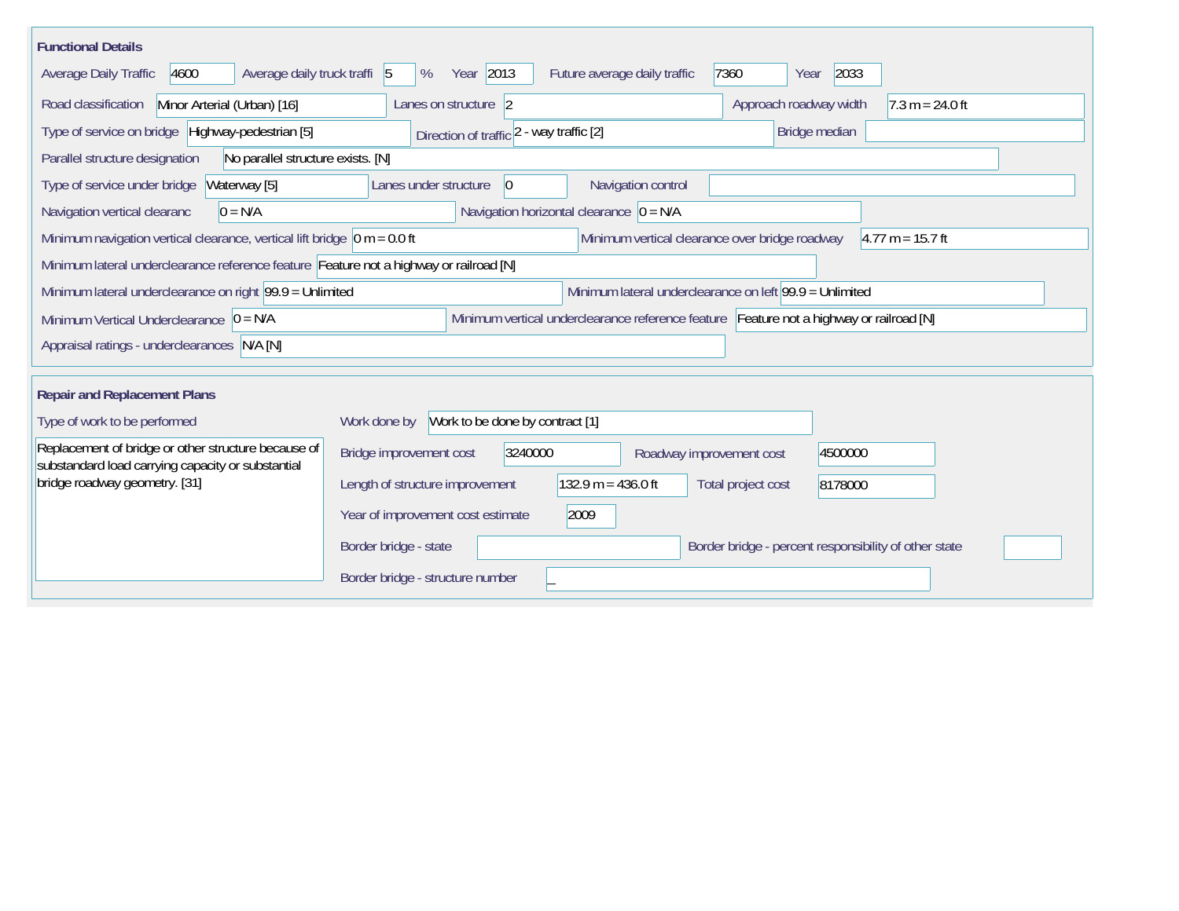## Functional Details

Average Daily Traffic: 4600
Average daily truck traffi: 5 %
Year: 2013
Future average daily traffic: 7360
Year: 2033

Road classification: Minor Arterial (Urban) [16]
Lanes on structure: 2
Approach roadway width: 7.3 m = 24.0 ft

Type of service on bridge: Highway-pedestrian [5]
Direction of traffic: 2 - way traffic [2]
Bridge median:

Parallel structure designation: No parallel structure exists. [N]

Type of service under bridge: Waterway [5]
Lanes under structure: 0
Navigation control:

Navigation vertical clearanc: 0 = N/A
Navigation horizontal clearance: 0 = N/A

Minimum navigation vertical clearance, vertical lift bridge: 0 m = 0.0 ft
Minimum vertical clearance over bridge roadway: 4.77 m = 15.7 ft

Minimum lateral underclearance reference feature: Feature not a highway or railroad [N]

Minimum lateral underclearance on right: 99.9 = Unlimited
Minimum lateral underclearance on left: 99.9 = Unlimited

Minimum Vertical Underclearance: 0 = N/A
Minimum vertical underclearance reference feature: Feature not a highway or railroad [N]

Appraisal ratings - underclearances: N/A [N]

## Repair and Replacement Plans

Type of work to be performed: Replacement of bridge or other structure because of substandard load carrying capacity or substantial bridge roadway geometry. [31]

Work done by: Work to be done by contract [1]

Bridge improvement cost: 3240000
Roadway improvement cost: 4500000

Length of structure improvement: 132.9 m = 436.0 ft
Total project cost: 8178000

Year of improvement cost estimate: 2009

Border bridge - state:
Border bridge - percent responsibility of other state:

Border bridge - structure number: _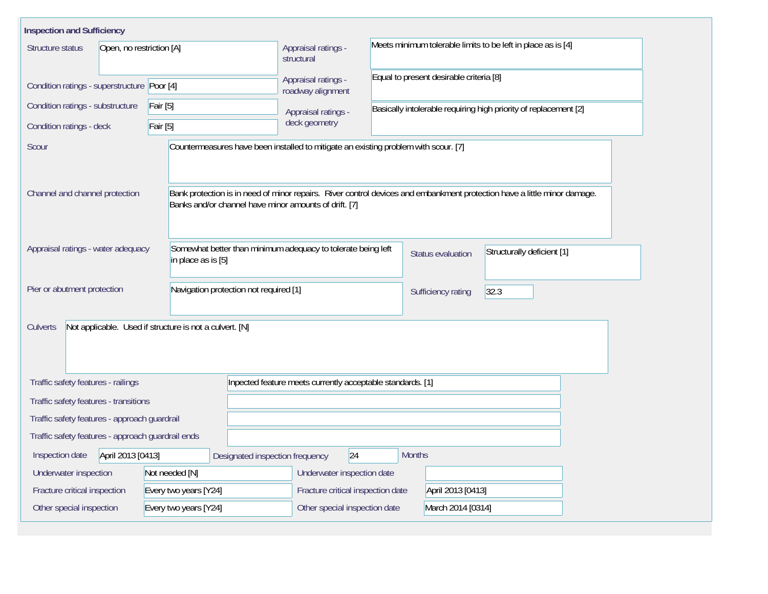## Inspection and Sufficiency

| | |
|---|---|
| Structure status | Open, no restriction [A] |
| Appraisal ratings - structural | Meets minimum tolerable limits to be left in place as is [4] |
| Condition ratings - superstructure | Poor [4] |
| Appraisal ratings - roadway alignment | Equal to present desirable criteria [8] |
| Condition ratings - substructure | Fair [5] |
| Appraisal ratings - deck geometry | Basically intolerable requiring high priority of replacement [2] |
| Condition ratings - deck | Fair [5] |
| Scour | Countermeasures have been installed to mitigate an existing problem with scour. [7] |
| Channel and channel protection | Bank protection is in need of minor repairs. River control devices and embankment protection have a little minor damage. Banks and/or channel have minor amounts of drift. [7] |
| Appraisal ratings - water adequacy | Somewhat better than minimum adequacy to tolerate being left in place as is [5] |
| Status evaluation | Structurally deficient [1] |
| Pier or abutment protection | Navigation protection not required [1] |
| Sufficiency rating | 32.3 |
| Culverts | Not applicable. Used if structure is not a culvert. [N] |
| Traffic safety features - railings | Inpected feature meets currently acceptable standards. [1] |
| Traffic safety features - transitions | |
| Traffic safety features - approach guardrail | |
| Traffic safety features - approach guardrail ends | |
| Inspection date | April 2013 [0413] |
| Designated inspection frequency | 24 Months |
| Underwater inspection | Not needed [N] |
| Underwater inspection date | |
| Fracture critical inspection | Every two years [Y24] |
| Fracture critical inspection date | April 2013 [0413] |
| Other special inspection | Every two years [Y24] |
| Other special inspection date | March 2014 [0314] |